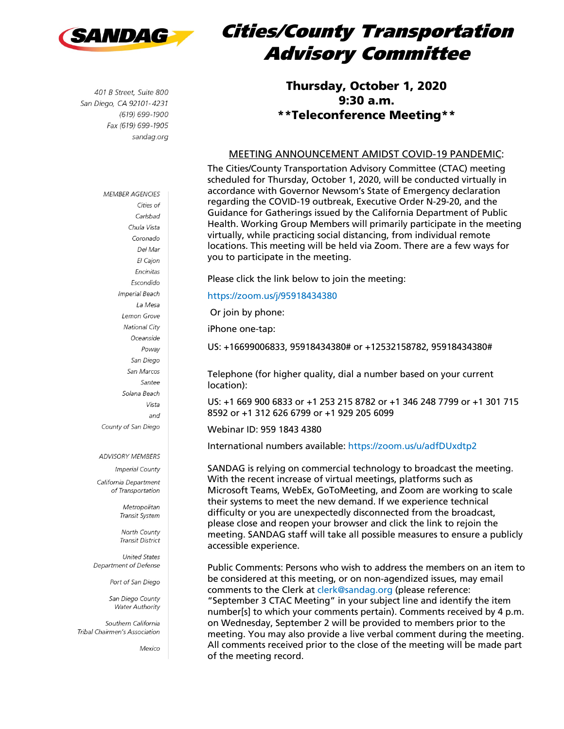SANDAG

# Cities/County Transportation Advisory Committee

401 B Street, Suite 800
San Diego, CA 92101-4231
(619) 699-1900
Fax (619) 699-1905
sandag.org

MEMBER AGENCIES
Cities of
Carlsbad
Chula Vista
Coronado
Del Mar
El Cajon
Encinitas
Escondido
Imperial Beach
La Mesa
Lemon Grove
National City
Oceanside
Poway
San Diego
San Marcos
Santee
Solana Beach
Vista
and
County of San Diego

ADVISORY MEMBERS
Imperial County
California Department of Transportation
Metropolitan Transit System
North County Transit District
United States Department of Defense
Port of San Diego
San Diego County Water Authority
Southern California Tribal Chairmen's Association
Mexico

**Thursday, October 1, 2020**
**9:30 a.m.**
**\*\*Teleconference Meeting\*\***

MEETING ANNOUNCEMENT AMIDST COVID-19 PANDEMIC:

The Cities/County Transportation Advisory Committee (CTAC) meeting scheduled for Thursday, October 1, 2020, will be conducted virtually in accordance with Governor Newsom's State of Emergency declaration regarding the COVID-19 outbreak, Executive Order N-29-20, and the Guidance for Gatherings issued by the California Department of Public Health. Working Group Members will primarily participate in the meeting virtually, while practicing social distancing, from individual remote locations. This meeting will be held via Zoom. There are a few ways for you to participate in the meeting.

Please click the link below to join the meeting:

https://zoom.us/j/95918434380

Or join by phone:

iPhone one-tap:

US: +16699006833, 95918434380# or +12532158782, 95918434380#

Telephone (for higher quality, dial a number based on your current location):

US: +1 669 900 6833 or +1 253 215 8782 or +1 346 248 7799 or +1 301 715 8592 or +1 312 626 6799 or +1 929 205 6099

Webinar ID: 959 1843 4380

International numbers available: https://zoom.us/u/adfDUxdtp2

SANDAG is relying on commercial technology to broadcast the meeting. With the recent increase of virtual meetings, platforms such as Microsoft Teams, WebEx, GoToMeeting, and Zoom are working to scale their systems to meet the new demand. If we experience technical difficulty or you are unexpectedly disconnected from the broadcast, please close and reopen your browser and click the link to rejoin the meeting. SANDAG staff will take all possible measures to ensure a publicly accessible experience.

Public Comments: Persons who wish to address the members on an item to be considered at this meeting, or on non-agendized issues, may email comments to the Clerk at clerk@sandag.org (please reference: "September 3 CTAC Meeting" in your subject line and identify the item number[s] to which your comments pertain). Comments received by 4 p.m. on Wednesday, September 2 will be provided to members prior to the meeting. You may also provide a live verbal comment during the meeting. All comments received prior to the close of the meeting will be made part of the meeting record.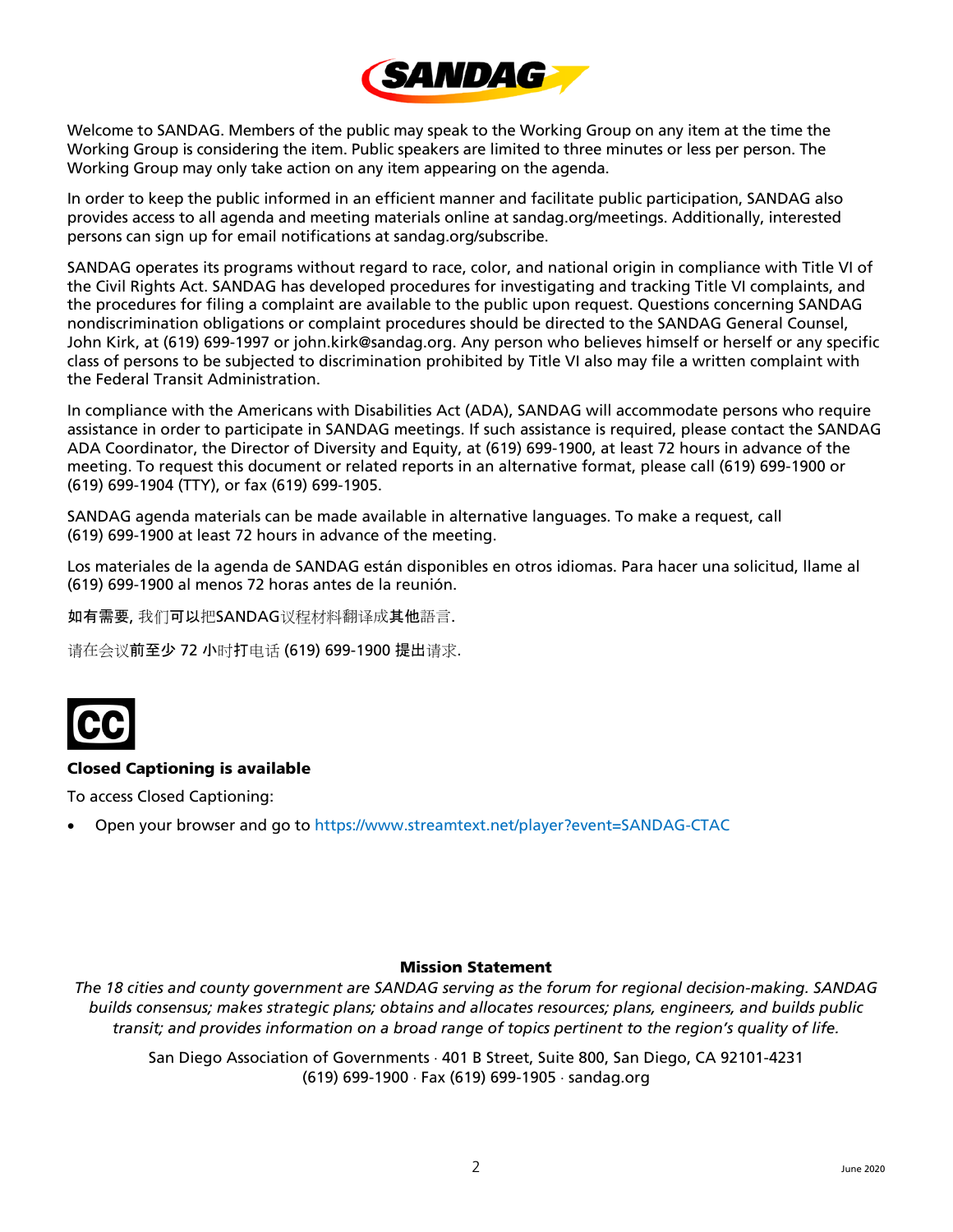Welcome to SANDAG. Members of the public may speak to the Working Group on any item at the time the Working Group is considering the item. Public speakers are limited to three minutes or less per person. The Working Group may only take action on any item appearing on the agenda.

In order to keep the public informed in an efficient manner and facilitate public participation, SANDAG also provides access to all agenda and meeting materials online at sandag.org/meetings. Additionally, interested persons can sign up for email notifications at sandag.org/subscribe.

SANDAG operates its programs without regard to race, color, and national origin in compliance with Title VI of the Civil Rights Act. SANDAG has developed procedures for investigating and tracking Title VI complaints, and the procedures for filing a complaint are available to the public upon request. Questions concerning SANDAG nondiscrimination obligations or complaint procedures should be directed to the SANDAG General Counsel, John Kirk, at (619) 699-1997 or john.kirk@sandag.org. Any person who believes himself or herself or any specific class of persons to be subjected to discrimination prohibited by Title VI also may file a written complaint with the Federal Transit Administration.

In compliance with the Americans with Disabilities Act (ADA), SANDAG will accommodate persons who require assistance in order to participate in SANDAG meetings. If such assistance is required, please contact the SANDAG ADA Coordinator, the Director of Diversity and Equity, at (619) 699-1900, at least 72 hours in advance of the meeting. To request this document or related reports in an alternative format, please call (619) 699-1900 or (619) 699-1904 (TTY), or fax (619) 699-1905.

SANDAG agenda materials can be made available in alternative languages. To make a request, call (619) 699-1900 at least 72 hours in advance of the meeting.

Los materiales de la agenda de SANDAG están disponibles en otros idiomas. Para hacer una solicitud, llame al (619) 699-1900 al menos 72 horas antes de la reunión.

如有需要, 我们可以把SANDAG议程材料翻译成其他語言.

请在会议前至少 72 小时打电话 (619) 699-1900 提出请求.

**Closed Captioning is available**

To access Closed Captioning:

- Open your browser and go to https://www.streamtext.net/player?event=SANDAG-CTAC

**Mission Statement**

*The 18 cities and county government are SANDAG serving as the forum for regional decision-making. SANDAG builds consensus; makes strategic plans; obtains and allocates resources; plans, engineers, and builds public transit; and provides information on a broad range of topics pertinent to the region's quality of life.*

San Diego Association of Governments · 401 B Street, Suite 800, San Diego, CA 92101-4231
(619) 699-1900 · Fax (619) 699-1905 · sandag.org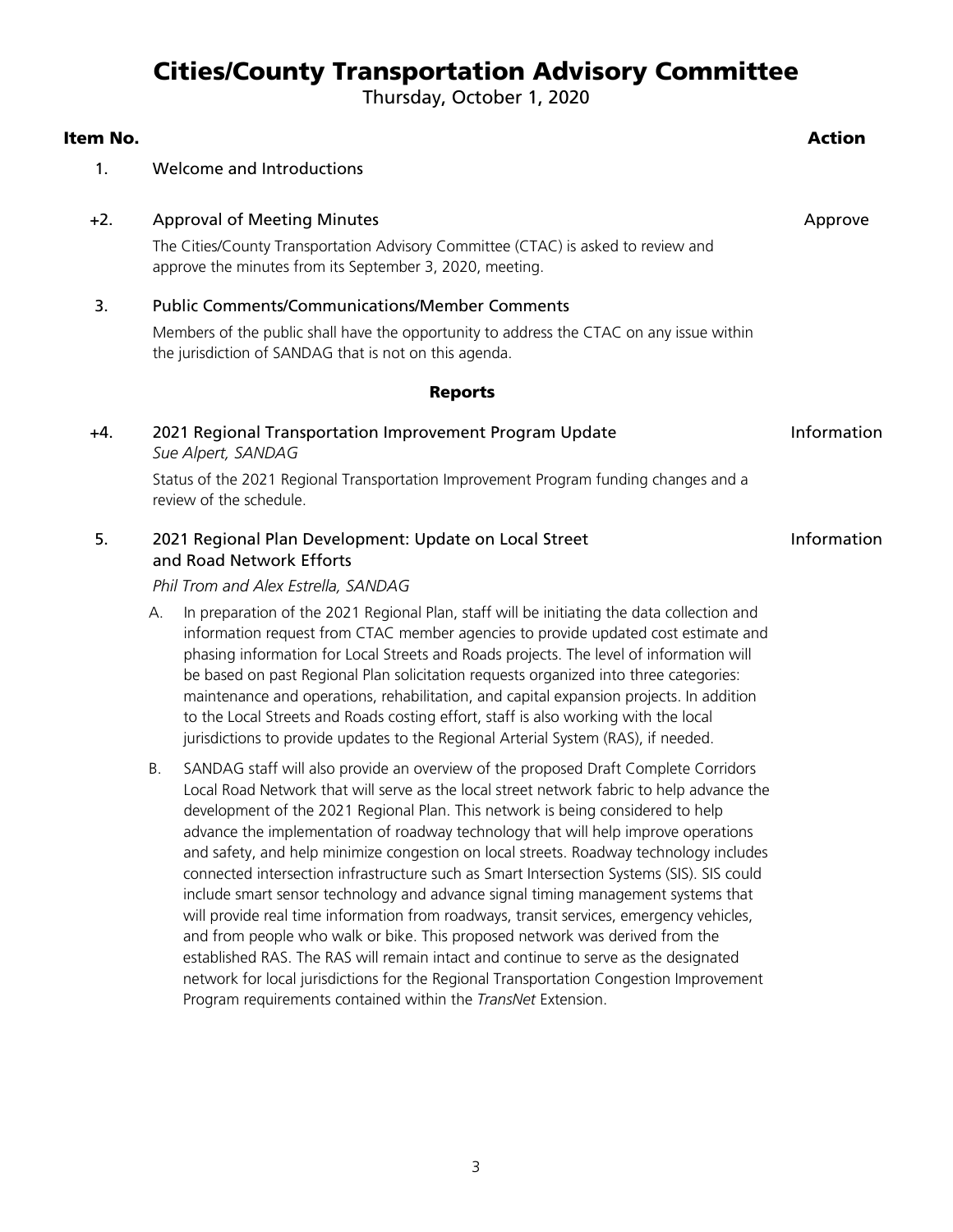# Cities/County Transportation Advisory Committee

Thursday, October 1, 2020

| Item No. | | Action |
|---|---|---|
| 1. | Welcome and Introductions | |
| +2. | Approval of Meeting Minutes | Approve |

**Item No.** **Action**

**1.** Welcome and Introductions

**+2.** Approval of Meeting Minutes — *Approve*

The Cities/County Transportation Advisory Committee (CTAC) is asked to review and approve the minutes from its September 3, 2020, meeting.

**3.** Public Comments/Communications/Member Comments

Members of the public shall have the opportunity to address the CTAC on any issue within the jurisdiction of SANDAG that is not on this agenda.

## Reports

**+4.** 2021 Regional Transportation Improvement Program Update — *Information*

*Sue Alpert, SANDAG*

Status of the 2021 Regional Transportation Improvement Program funding changes and a review of the schedule.

**5.** 2021 Regional Plan Development: Update on Local Street and Road Network Efforts — *Information*

*Phil Trom and Alex Estrella, SANDAG*

A. In preparation of the 2021 Regional Plan, staff will be initiating the data collection and information request from CTAC member agencies to provide updated cost estimate and phasing information for Local Streets and Roads projects. The level of information will be based on past Regional Plan solicitation requests organized into three categories: maintenance and operations, rehabilitation, and capital expansion projects. In addition to the Local Streets and Roads costing effort, staff is also working with the local jurisdictions to provide updates to the Regional Arterial System (RAS), if needed.

B. SANDAG staff will also provide an overview of the proposed Draft Complete Corridors Local Road Network that will serve as the local street network fabric to help advance the development of the 2021 Regional Plan. This network is being considered to help advance the implementation of roadway technology that will help improve operations and safety, and help minimize congestion on local streets. Roadway technology includes connected intersection infrastructure such as Smart Intersection Systems (SIS). SIS could include smart sensor technology and advance signal timing management systems that will provide real time information from roadways, transit services, emergency vehicles, and from people who walk or bike. This proposed network was derived from the established RAS. The RAS will remain intact and continue to serve as the designated network for local jurisdictions for the Regional Transportation Congestion Improvement Program requirements contained within the *TransNet* Extension.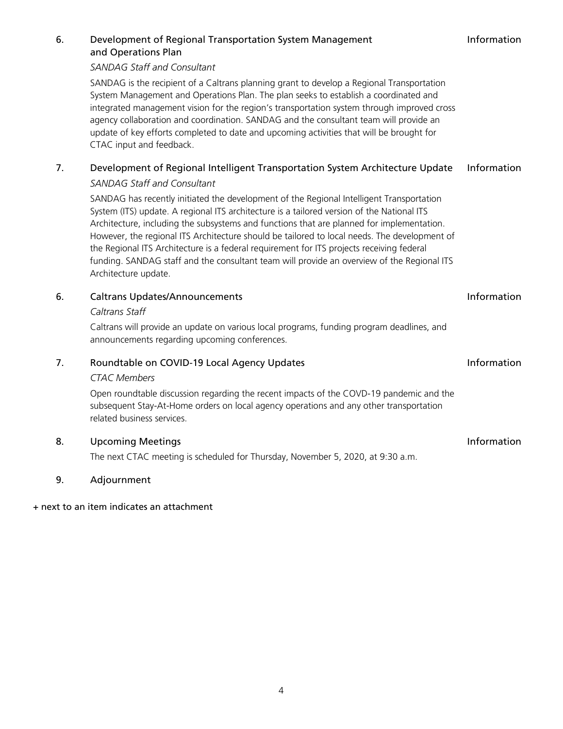6. **Development of Regional Transportation System Management and Operations Plan** — Information

   *SANDAG Staff and Consultant*

   SANDAG is the recipient of a Caltrans planning grant to develop a Regional Transportation System Management and Operations Plan. The plan seeks to establish a coordinated and integrated management vision for the region's transportation system through improved cross agency collaboration and coordination. SANDAG and the consultant team will provide an update of key efforts completed to date and upcoming activities that will be brought for CTAC input and feedback.

7. **Development of Regional Intelligent Transportation System Architecture Update** — Information

   *SANDAG Staff and Consultant*

   SANDAG has recently initiated the development of the Regional Intelligent Transportation System (ITS) update. A regional ITS architecture is a tailored version of the National ITS Architecture, including the subsystems and functions that are planned for implementation. However, the regional ITS Architecture should be tailored to local needs. The development of the Regional ITS Architecture is a federal requirement for ITS projects receiving federal funding. SANDAG staff and the consultant team will provide an overview of the Regional ITS Architecture update.

6. **Caltrans Updates/Announcements** — Information

   *Caltrans Staff*

   Caltrans will provide an update on various local programs, funding program deadlines, and announcements regarding upcoming conferences.

7. **Roundtable on COVID-19 Local Agency Updates** — Information

   *CTAC Members*

   Open roundtable discussion regarding the recent impacts of the COVD-19 pandemic and the subsequent Stay-At-Home orders on local agency operations and any other transportation related business services.

8. **Upcoming Meetings** — Information

   The next CTAC meeting is scheduled for Thursday, November 5, 2020, at 9:30 a.m.

9. **Adjournment**

+ next to an item indicates an attachment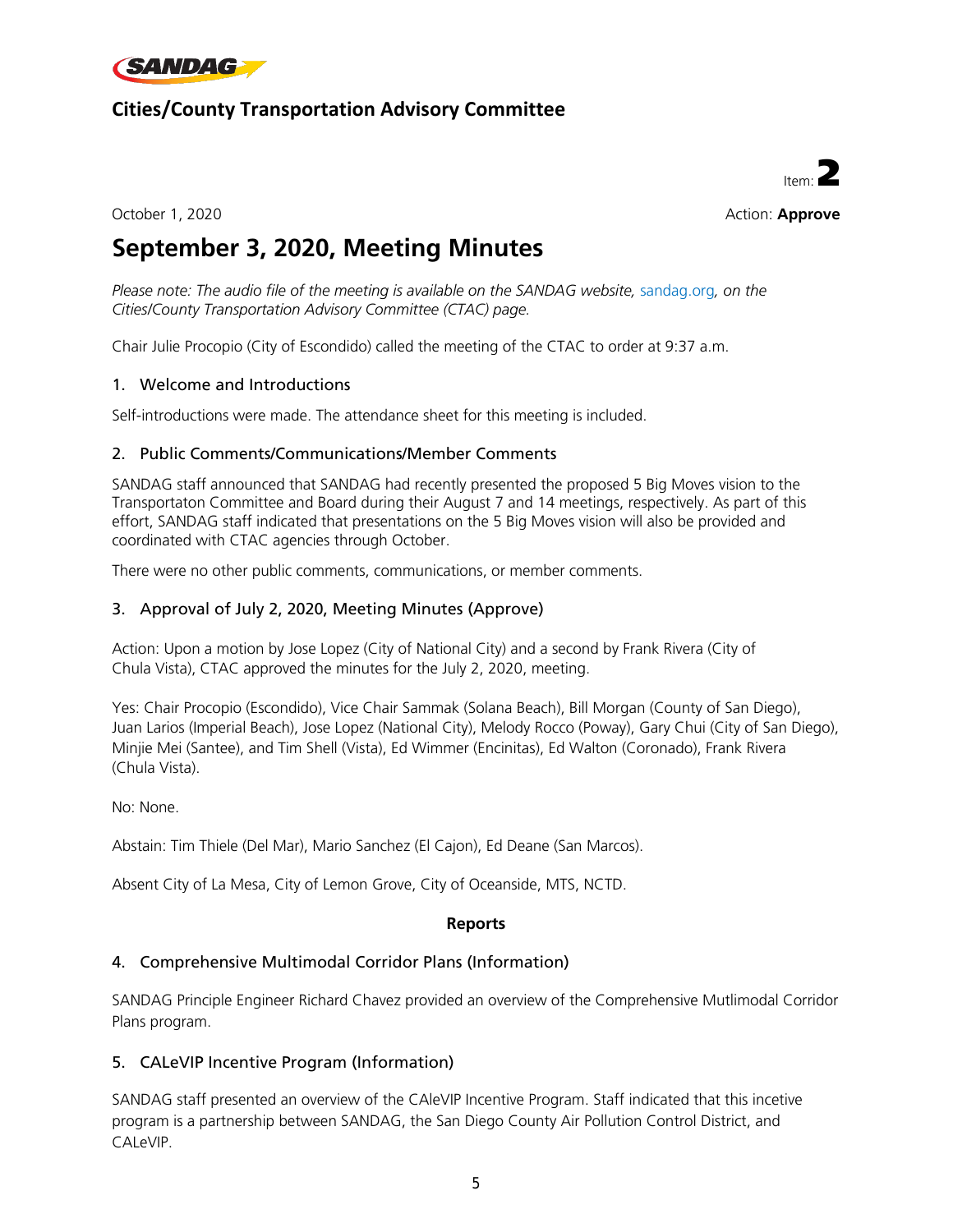SANDAG

**Cities/County Transportation Advisory Committee**

Item: **2**

October 1, 2020

Action: **Approve**

# September 3, 2020, Meeting Minutes

*Please note: The audio file of the meeting is available on the SANDAG website, sandag.org, on the Cities/County Transportation Advisory Committee (CTAC) page.*

Chair Julie Procopio (City of Escondido) called the meeting of the CTAC to order at 9:37 a.m.

## 1. Welcome and Introductions

Self-introductions were made. The attendance sheet for this meeting is included.

## 2. Public Comments/Communications/Member Comments

SANDAG staff announced that SANDAG had recently presented the proposed 5 Big Moves vision to the Transportaton Committee and Board during their August 7 and 14 meetings, respectively. As part of this effort, SANDAG staff indicated that presentations on the 5 Big Moves vision will also be provided and coordinated with CTAC agencies through October.

There were no other public comments, communications, or member comments.

## 3. Approval of July 2, 2020, Meeting Minutes (Approve)

Action: Upon a motion by Jose Lopez (City of National City) and a second by Frank Rivera (City of Chula Vista), CTAC approved the minutes for the July 2, 2020, meeting.

Yes: Chair Procopio (Escondido), Vice Chair Sammak (Solana Beach), Bill Morgan (County of San Diego), Juan Larios (Imperial Beach), Jose Lopez (National City), Melody Rocco (Poway), Gary Chui (City of San Diego), Minjie Mei (Santee), and Tim Shell (Vista), Ed Wimmer (Encinitas), Ed Walton (Coronado), Frank Rivera (Chula Vista).

No: None.

Abstain: Tim Thiele (Del Mar), Mario Sanchez (El Cajon), Ed Deane (San Marcos).

Absent City of La Mesa, City of Lemon Grove, City of Oceanside, MTS, NCTD.

**Reports**

## 4. Comprehensive Multimodal Corridor Plans (Information)

SANDAG Principle Engineer Richard Chavez provided an overview of the Comprehensive Mutlimodal Corridor Plans program.

## 5. CALeVIP Incentive Program (Information)

SANDAG staff presented an overview of the CAleVIP Incentive Program. Staff indicated that this incetive program is a partnership between SANDAG, the San Diego County Air Pollution Control District, and CALeVIP.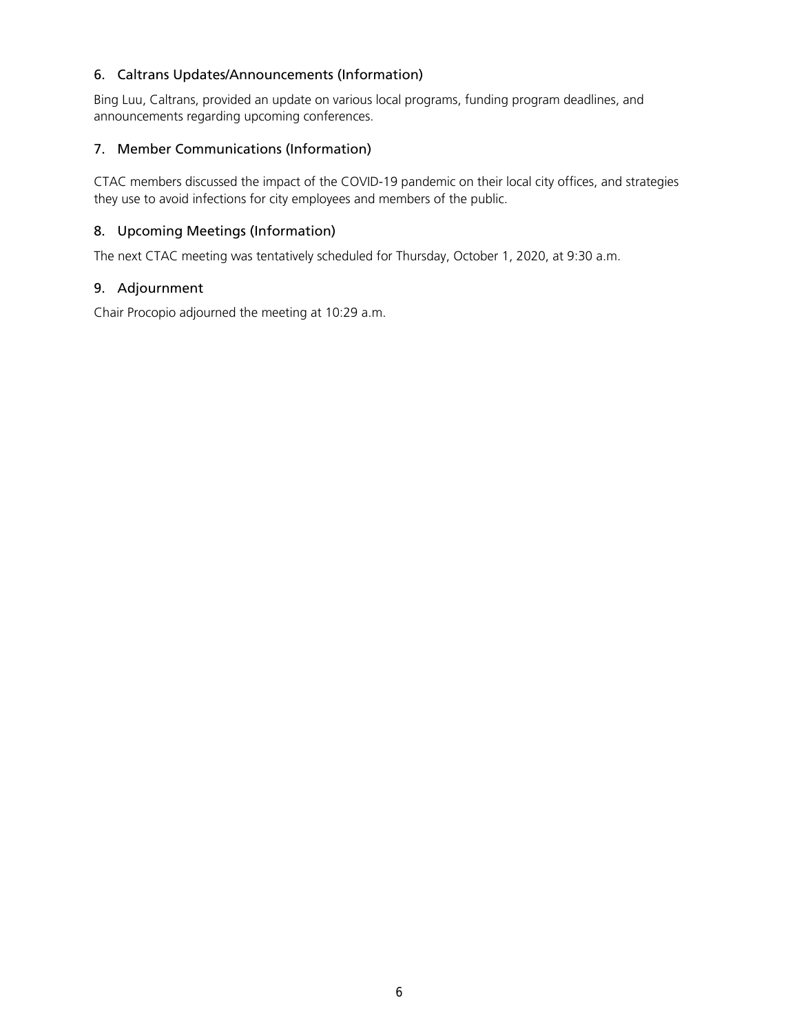## 6. Caltrans Updates/Announcements (Information)

Bing Luu, Caltrans, provided an update on various local programs, funding program deadlines, and announcements regarding upcoming conferences.

## 7. Member Communications (Information)

CTAC members discussed the impact of the COVID-19 pandemic on their local city offices, and strategies they use to avoid infections for city employees and members of the public.

## 8. Upcoming Meetings (Information)

The next CTAC meeting was tentatively scheduled for Thursday, October 1, 2020, at 9:30 a.m.

## 9. Adjournment

Chair Procopio adjourned the meeting at 10:29 a.m.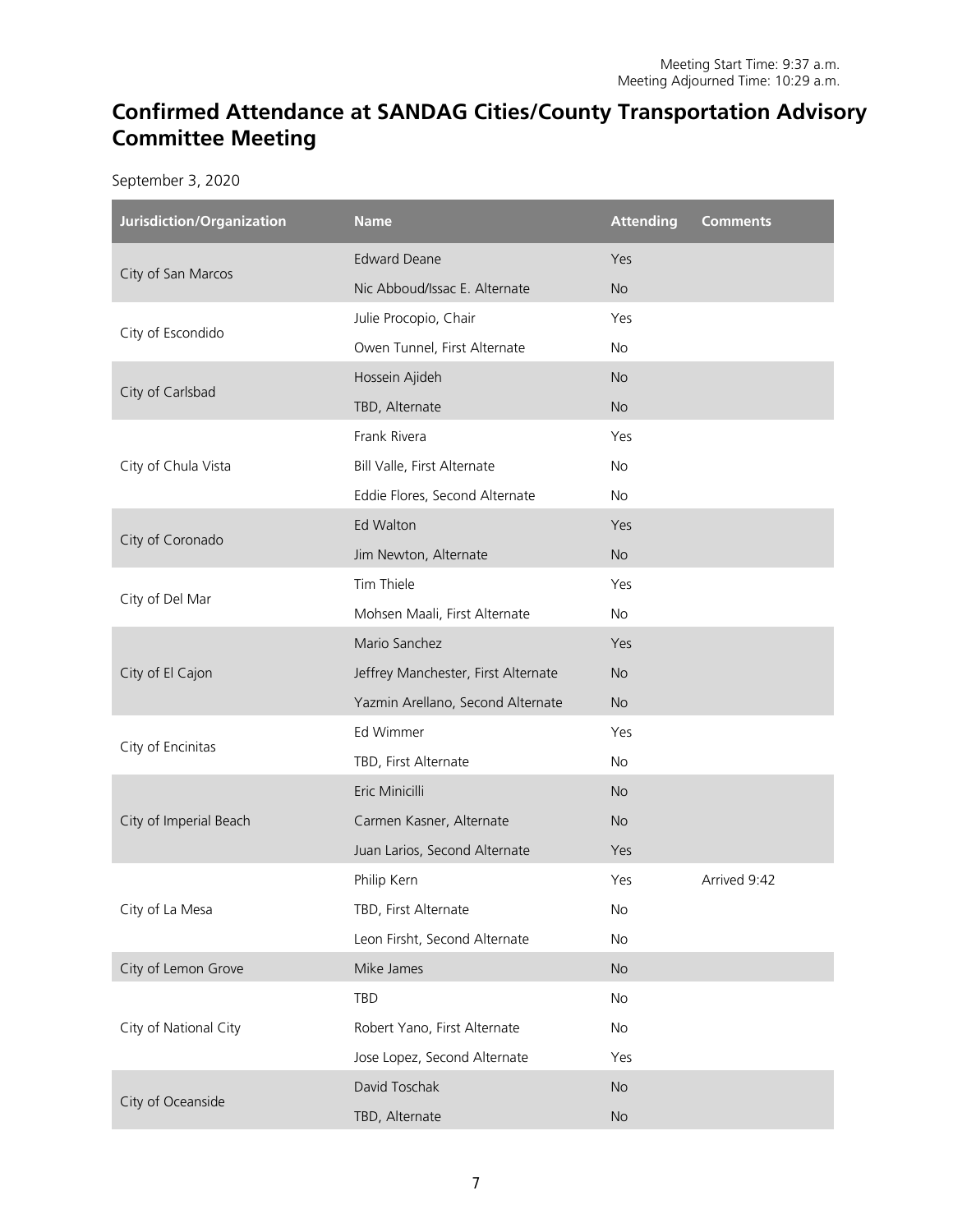Meeting Start Time: 9:37 a.m.
Meeting Adjourned Time: 10:29 a.m.

# Confirmed Attendance at SANDAG Cities/County Transportation Advisory Committee Meeting

September 3, 2020

| Jurisdiction/Organization | Name | Attending | Comments |
|---|---|---|---|
| City of San Marcos | Edward Deane | Yes | |
| | Nic Abboud/Issac E. Alternate | No | |
| City of Escondido | Julie Procopio, Chair | Yes | |
| | Owen Tunnel, First Alternate | No | |
| City of Carlsbad | Hossein Ajideh | No | |
| | TBD, Alternate | No | |
| City of Chula Vista | Frank Rivera | Yes | |
| | Bill Valle, First Alternate | No | |
| | Eddie Flores, Second Alternate | No | |
| City of Coronado | Ed Walton | Yes | |
| | Jim Newton, Alternate | No | |
| City of Del Mar | Tim Thiele | Yes | |
| | Mohsen Maali, First Alternate | No | |
| City of El Cajon | Mario Sanchez | Yes | |
| | Jeffrey Manchester, First Alternate | No | |
| | Yazmin Arellano, Second Alternate | No | |
| City of Encinitas | Ed Wimmer | Yes | |
| | TBD, First Alternate | No | |
| City of Imperial Beach | Eric Minicilli | No | |
| | Carmen Kasner, Alternate | No | |
| | Juan Larios, Second Alternate | Yes | |
| City of La Mesa | Philip Kern | Yes | Arrived 9:42 |
| | TBD, First Alternate | No | |
| | Leon Firsht, Second Alternate | No | |
| City of Lemon Grove | Mike James | No | |
| City of National City | TBD | No | |
| | Robert Yano, First Alternate | No | |
| | Jose Lopez, Second Alternate | Yes | |
| City of Oceanside | David Toschak | No | |
| | TBD, Alternate | No | |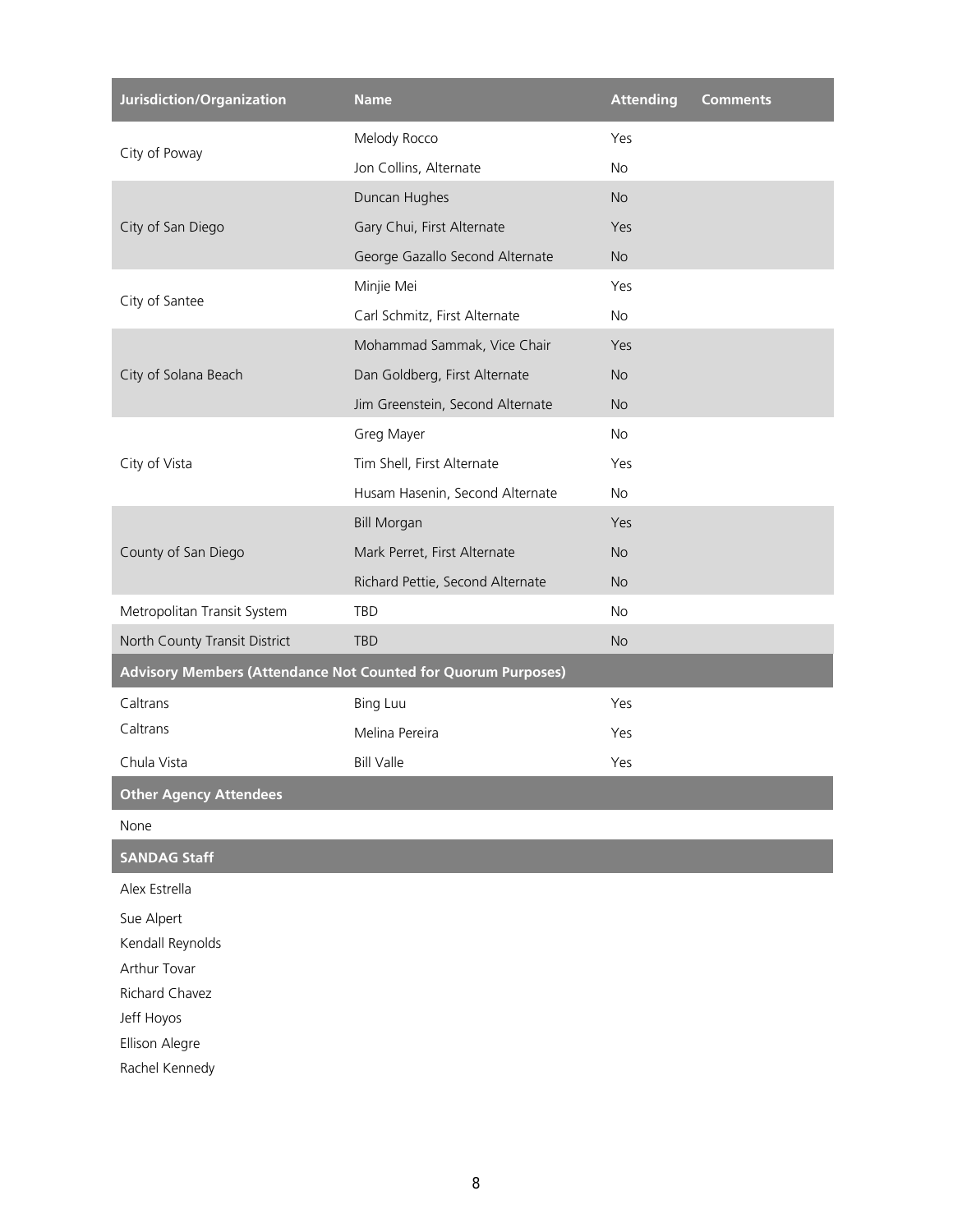| Jurisdiction/Organization | Name | Attending | Comments |
|---|---|---|---|
| City of Poway | Melody Rocco | Yes | |
| | Jon Collins, Alternate | No | |
| City of San Diego | Duncan Hughes | No | |
| | Gary Chui, First Alternate | Yes | |
| | George Gazallo Second Alternate | No | |
| City of Santee | Minjie Mei | Yes | |
| | Carl Schmitz, First Alternate | No | |
| City of Solana Beach | Mohammad Sammak, Vice Chair | Yes | |
| | Dan Goldberg, First Alternate | No | |
| | Jim Greenstein, Second Alternate | No | |
| City of Vista | Greg Mayer | No | |
| | Tim Shell, First Alternate | Yes | |
| | Husam Hasenin, Second Alternate | No | |
| County of San Diego | Bill Morgan | Yes | |
| | Mark Perret, First Alternate | No | |
| | Richard Pettie, Second Alternate | No | |
| Metropolitan Transit System | TBD | No | |
| North County Transit District | TBD | No | |
| **Advisory Members (Attendance Not Counted for Quorum Purposes)** | | | |
| Caltrans | Bing Luu | Yes | |
| Caltrans | Melina Pereira | Yes | |
| Chula Vista | Bill Valle | Yes | |

**Other Agency Attendees**

None

**SANDAG Staff**

Alex Estrella

Sue Alpert

Kendall Reynolds

Arthur Tovar

Richard Chavez

Jeff Hoyos

Ellison Alegre

Rachel Kennedy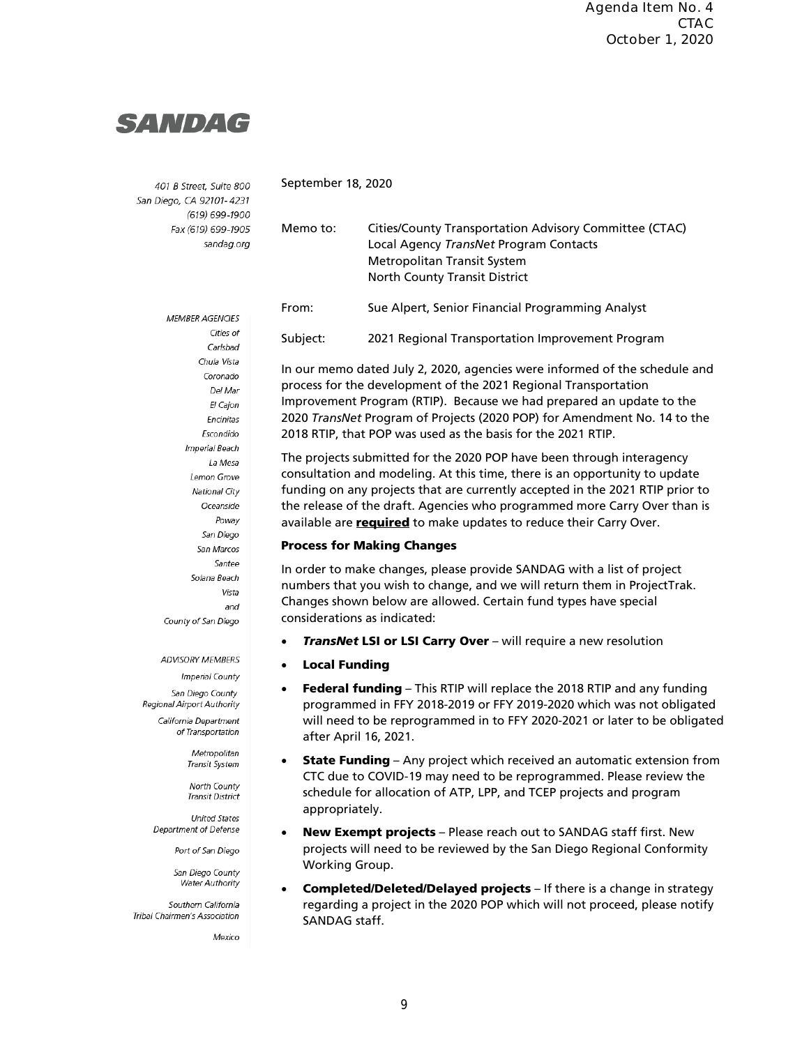Agenda Item No. 4
CTAC
October 1, 2020

**SANDAG**

401 B Street, Suite 800
San Diego, CA 92101-4231
(619) 699-1900
Fax (619) 699-1905
sandag.org

MEMBER AGENCIES
Cities of Carlsbad, Chula Vista, Coronado, Del Mar, El Cajon, Encinitas, Escondido, Imperial Beach, La Mesa, Lemon Grove, National City, Oceanside, Poway, San Diego, San Marcos, Santee, Solana Beach, Vista and County of San Diego

ADVISORY MEMBERS
Imperial County
San Diego County Regional Airport Authority
California Department of Transportation
Metropolitan Transit System
North County Transit District
United States Department of Defense
Port of San Diego
San Diego County Water Authority
Southern California Tribal Chairmen's Association
Mexico

September 18, 2020

Memo to: Cities/County Transportation Advisory Committee (CTAC)
Local Agency *TransNet* Program Contacts
Metropolitan Transit System
North County Transit District

From: Sue Alpert, Senior Financial Programming Analyst

Subject: 2021 Regional Transportation Improvement Program

In our memo dated July 2, 2020, agencies were informed of the schedule and process for the development of the 2021 Regional Transportation Improvement Program (RTIP). Because we had prepared an update to the 2020 *TransNet* Program of Projects (2020 POP) for Amendment No. 14 to the 2018 RTIP, that POP was used as the basis for the 2021 RTIP.

The projects submitted for the 2020 POP have been through interagency consultation and modeling. At this time, there is an opportunity to update funding on any projects that are currently accepted in the 2021 RTIP prior to the release of the draft. Agencies who programmed more Carry Over than is available are **required** to make updates to reduce their Carry Over.

**Process for Making Changes**

In order to make changes, please provide SANDAG with a list of project numbers that you wish to change, and we will return them in ProjectTrak. Changes shown below are allowed. Certain fund types have special considerations as indicated:

- ***TransNet* LSI or LSI Carry Over** – will require a new resolution
- **Local Funding**
- **Federal funding** – This RTIP will replace the 2018 RTIP and any funding programmed in FFY 2018-2019 or FFY 2019-2020 which was not obligated will need to be reprogrammed in to FFY 2020-2021 or later to be obligated after April 16, 2021.
- **State Funding** – Any project which received an automatic extension from CTC due to COVID-19 may need to be reprogrammed. Please review the schedule for allocation of ATP, LPP, and TCEP projects and program appropriately.
- **New Exempt projects** – Please reach out to SANDAG staff first. New projects will need to be reviewed by the San Diego Regional Conformity Working Group.
- **Completed/Deleted/Delayed projects** – If there is a change in strategy regarding a project in the 2020 POP which will not proceed, please notify SANDAG staff.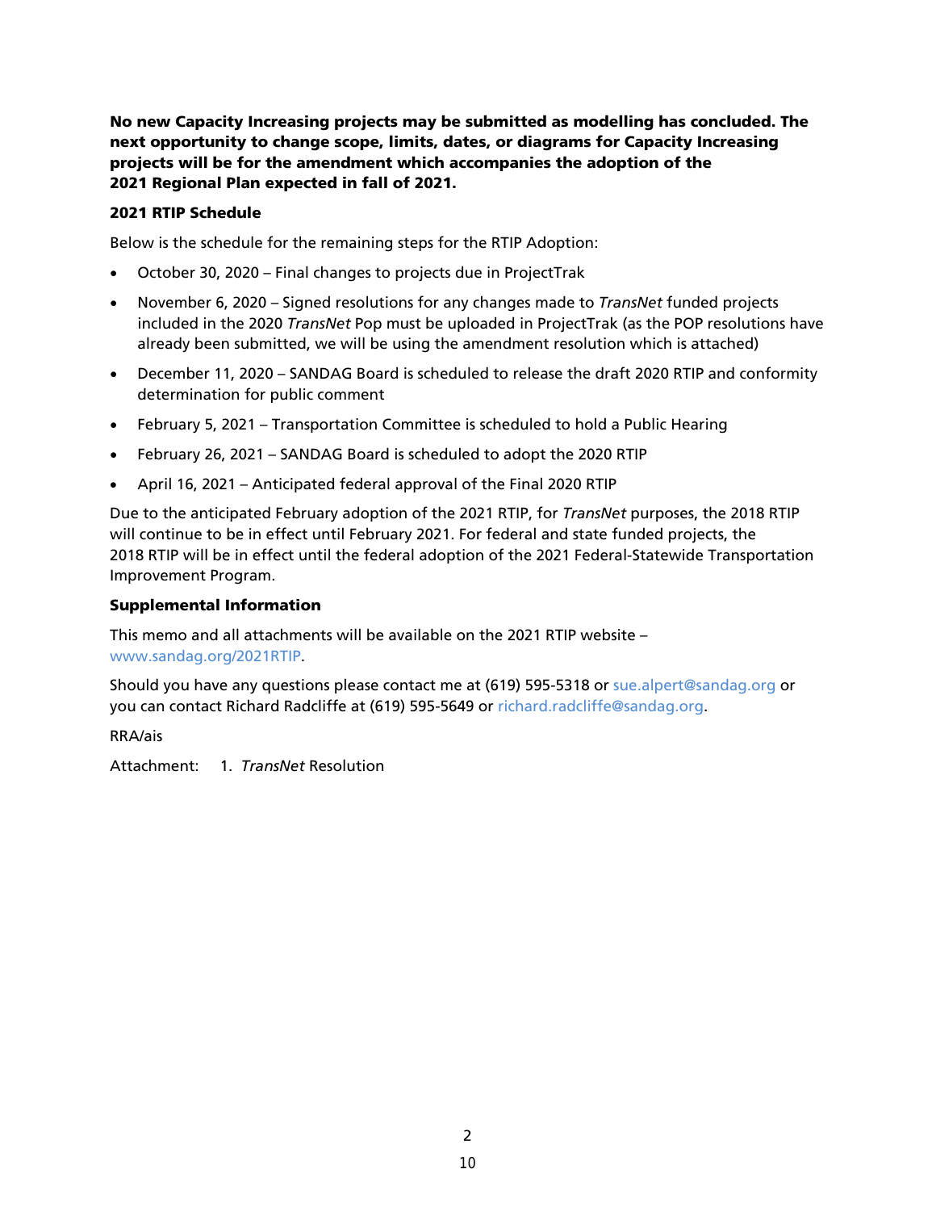**No new Capacity Increasing projects may be submitted as modelling has concluded. The next opportunity to change scope, limits, dates, or diagrams for Capacity Increasing projects will be for the amendment which accompanies the adoption of the 2021 Regional Plan expected in fall of 2021.**

**2021 RTIP Schedule**

Below is the schedule for the remaining steps for the RTIP Adoption:

- October 30, 2020 – Final changes to projects due in ProjectTrak
- November 6, 2020 – Signed resolutions for any changes made to *TransNet* funded projects included in the 2020 *TransNet* Pop must be uploaded in ProjectTrak (as the POP resolutions have already been submitted, we will be using the amendment resolution which is attached)
- December 11, 2020 – SANDAG Board is scheduled to release the draft 2020 RTIP and conformity determination for public comment
- February 5, 2021 – Transportation Committee is scheduled to hold a Public Hearing
- February 26, 2021 – SANDAG Board is scheduled to adopt the 2020 RTIP
- April 16, 2021 – Anticipated federal approval of the Final 2020 RTIP

Due to the anticipated February adoption of the 2021 RTIP, for *TransNet* purposes, the 2018 RTIP will continue to be in effect until February 2021. For federal and state funded projects, the 2018 RTIP will be in effect until the federal adoption of the 2021 Federal-Statewide Transportation Improvement Program.

**Supplemental Information**

This memo and all attachments will be available on the 2021 RTIP website – www.sandag.org/2021RTIP.

Should you have any questions please contact me at (619) 595-5318 or sue.alpert@sandag.org or you can contact Richard Radcliffe at (619) 595-5649 or richard.radcliffe@sandag.org.

RRA/ais

Attachment: 1. *TransNet* Resolution